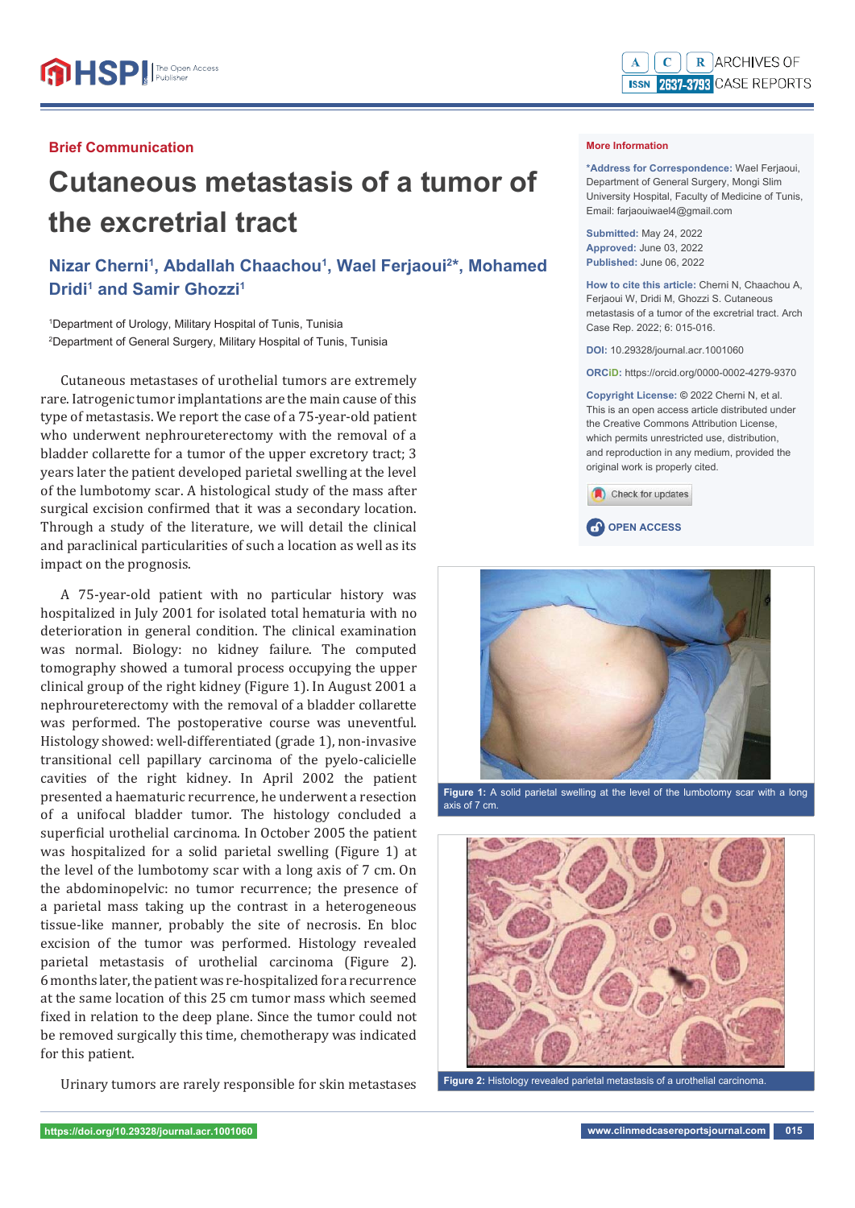**Brief Communication**

# Cutaneous metastasis of a tumor of the excretrial tract

## Nizar Cherni[1], Abdallah Chaachou[1], Wael Ferjaoui[2]*, Mohamed Dridi[1] and Samir Ghozzi[1]

[1]Department of Urology, Military Hospital of Tunis, Tunisia
[2]Department of General Surgery, Military Hospital of Tunis, Tunisia

**More Information**

**\*Address for Correspondence:** Wael Ferjaoui, Department of General Surgery, Mongi Slim University Hospital, Faculty of Medicine of Tunis, Email: farjaouiwael4@gmail.com

**Submitted:** May 24, 2022
**Approved:** June 03, 2022
**Published:** June 06, 2022

**How to cite this article:** Cherni N, Chaachou A, Ferjaoui W, Dridi M, Ghozzi S. Cutaneous metastasis of a tumor of the excretrial tract. Arch Case Rep. 2022; 6: 015-016.

**DOI:** 10.29328/journal.acr.1001060

**ORCiD:** https://orcid.org/0000-0002-4279-9370

**Copyright License:** © 2022 Cherni N, et al. This is an open access article distributed under the Creative Commons Attribution License, which permits unrestricted use, distribution, and reproduction in any medium, provided the original work is properly cited.

**OPEN ACCESS**

Cutaneous metastases of urothelial tumors are extremely rare. Iatrogenic tumor implantations are the main cause of this type of metastasis. We report the case of a 75-year-old patient who underwent nephroureterectomy with the removal of a bladder collarette for a tumor of the upper excretory tract; 3 years later the patient developed parietal swelling at the level of the lumbotomy scar. A histological study of the mass after surgical excision confirmed that it was a secondary location. Through a study of the literature, we will detail the clinical and paraclinical particularities of such a location as well as its impact on the prognosis.

A 75-year-old patient with no particular history was hospitalized in July 2001 for isolated total hematuria with no deterioration in general condition. The clinical examination was normal. Biology: no kidney failure. The computed tomography showed a tumoral process occupying the upper clinical group of the right kidney (Figure 1). In August 2001 a nephroureterectomy with the removal of a bladder collarette was performed. The postoperative course was uneventful. Histology showed: well-differentiated (grade 1), non-invasive transitional cell papillary carcinoma of the pyelo-calicielle cavities of the right kidney. In April 2002 the patient presented a haematuric recurrence, he underwent a resection of a unifocal bladder tumor. The histology concluded a superficial urothelial carcinoma. In October 2005 the patient was hospitalized for a solid parietal swelling (Figure 1) at the level of the lumbotomy scar with a long axis of 7 cm. On the abdominopelvic: no tumor recurrence; the presence of a parietal mass taking up the contrast in a heterogeneous tissue-like manner, probably the site of necrosis. En bloc excision of the tumor was performed. Histology revealed parietal metastasis of urothelial carcinoma (Figure 2). 6 months later, the patient was re-hospitalized for a recurrence at the same location of this 25 cm tumor mass which seemed fixed in relation to the deep plane. Since the tumor could not be removed surgically this time, chemotherapy was indicated for this patient.

**Figure 1:** A solid parietal swelling at the level of the lumbotomy scar with a long axis of 7 cm.

**Figure 2:** Histology revealed parietal metastasis of a urothelial carcinoma.

Urinary tumors are rarely responsible for skin metastases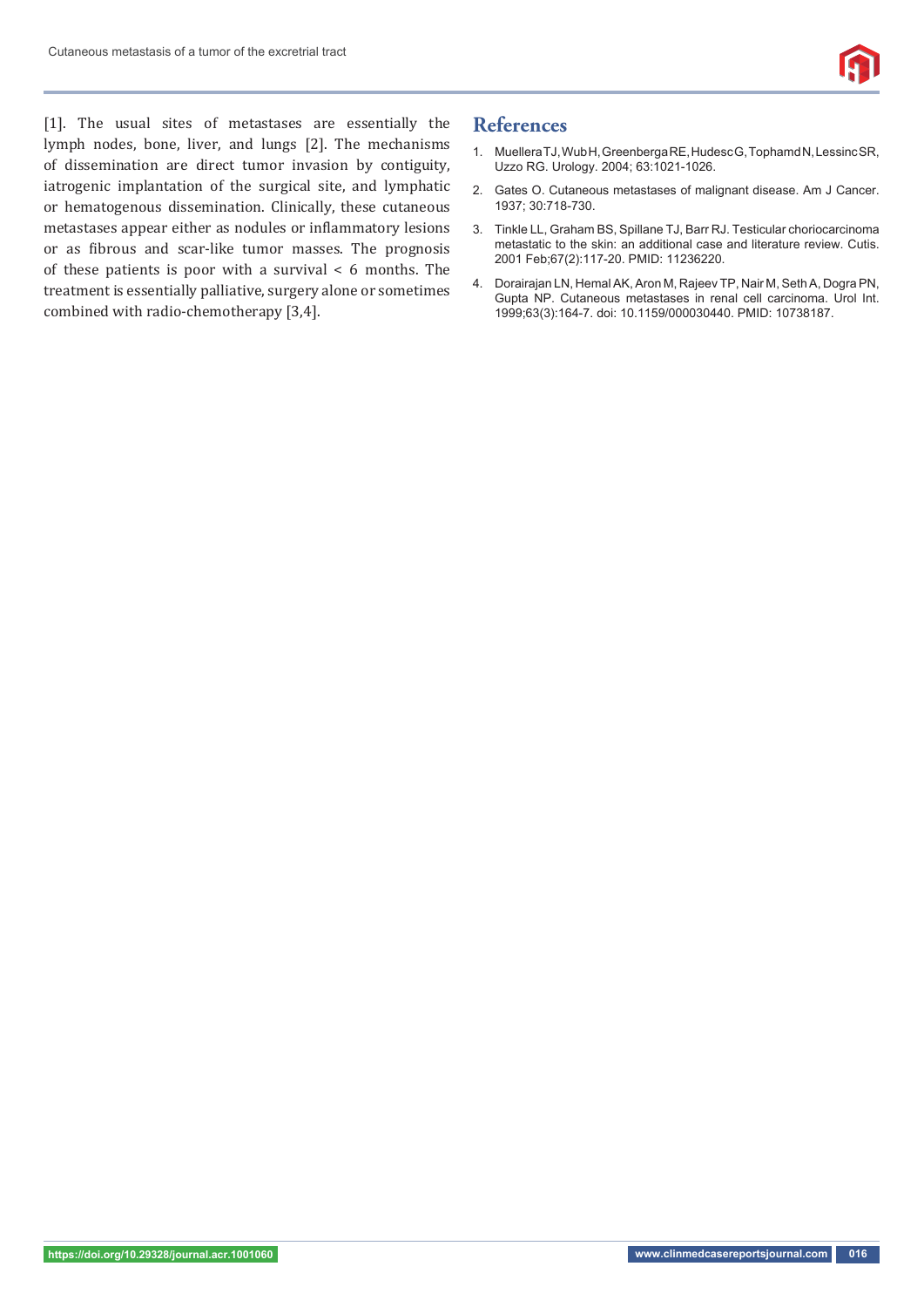[1]. The usual sites of metastases are essentially the lymph nodes, bone, liver, and lungs [2]. The mechanisms of dissemination are direct tumor invasion by contiguity, iatrogenic implantation of the surgical site, and lymphatic or hematogenous dissemination. Clinically, these cutaneous metastases appear either as nodules or inflammatory lesions or as fibrous and scar-like tumor masses. The prognosis of these patients is poor with a survival < 6 months. The treatment is essentially palliative, surgery alone or sometimes combined with radio-chemotherapy [3,4].

## References

1. Muellera TJ, Wub H, Greenberga RE, Hudesc G, Tophamd N, Lessinc SR, Uzzo RG. Urology. 2004; 63:1021-1026.
2. Gates O. Cutaneous metastases of malignant disease. Am J Cancer. 1937; 30:718-730.
3. Tinkle LL, Graham BS, Spillane TJ, Barr RJ. Testicular choriocarcinoma metastatic to the skin: an additional case and literature review. Cutis. 2001 Feb;67(2):117-20. PMID: 11236220.
4. Dorairajan LN, Hemal AK, Aron M, Rajeev TP, Nair M, Seth A, Dogra PN, Gupta NP. Cutaneous metastases in renal cell carcinoma. Urol Int. 1999;63(3):164-7. doi: 10.1159/000030440. PMID: 10738187.